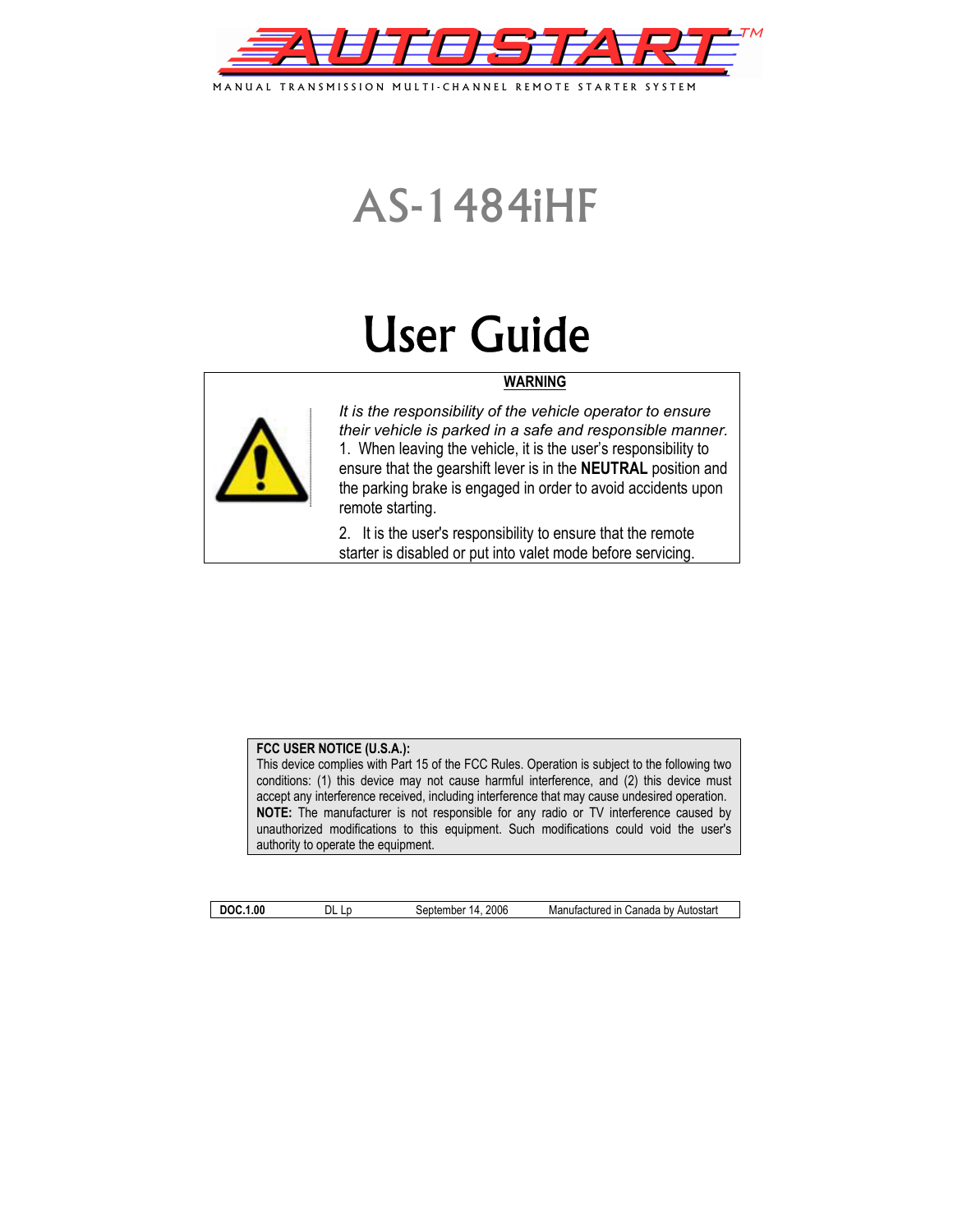# AUTOSTART™

MANUAL TRANSMISSION MULTI-CHANNEL REMOTE STARTER SYSTEM

# AS-1484iHF

# User Guide

**WARNING**

*It is the responsibility of the vehicle operator to ensure their vehicle is parked in a safe and responsible manner.*

1. When leaving the vehicle, it is the user's responsibility to ensure that the gearshift lever is in the **NEUTRAL** position and the parking brake is engaged in order to avoid accidents upon remote starting.
2. It is the user's responsibility to ensure that the remote starter is disabled or put into valet mode before servicing.

**FCC USER NOTICE (U.S.A.):**
This device complies with Part 15 of the FCC Rules. Operation is subject to the following two conditions: (1) this device may not cause harmful interference, and (2) this device must accept any interference received, including interference that may cause undesired operation.
**NOTE:** The manufacturer is not responsible for any radio or TV interference caused by unauthorized modifications to this equipment. Such modifications could void the user's authority to operate the equipment.

| **DOC.1.00** | DL Lp | September 14, 2006 | Manufactured in Canada by Autostart |
|---|---|---|---|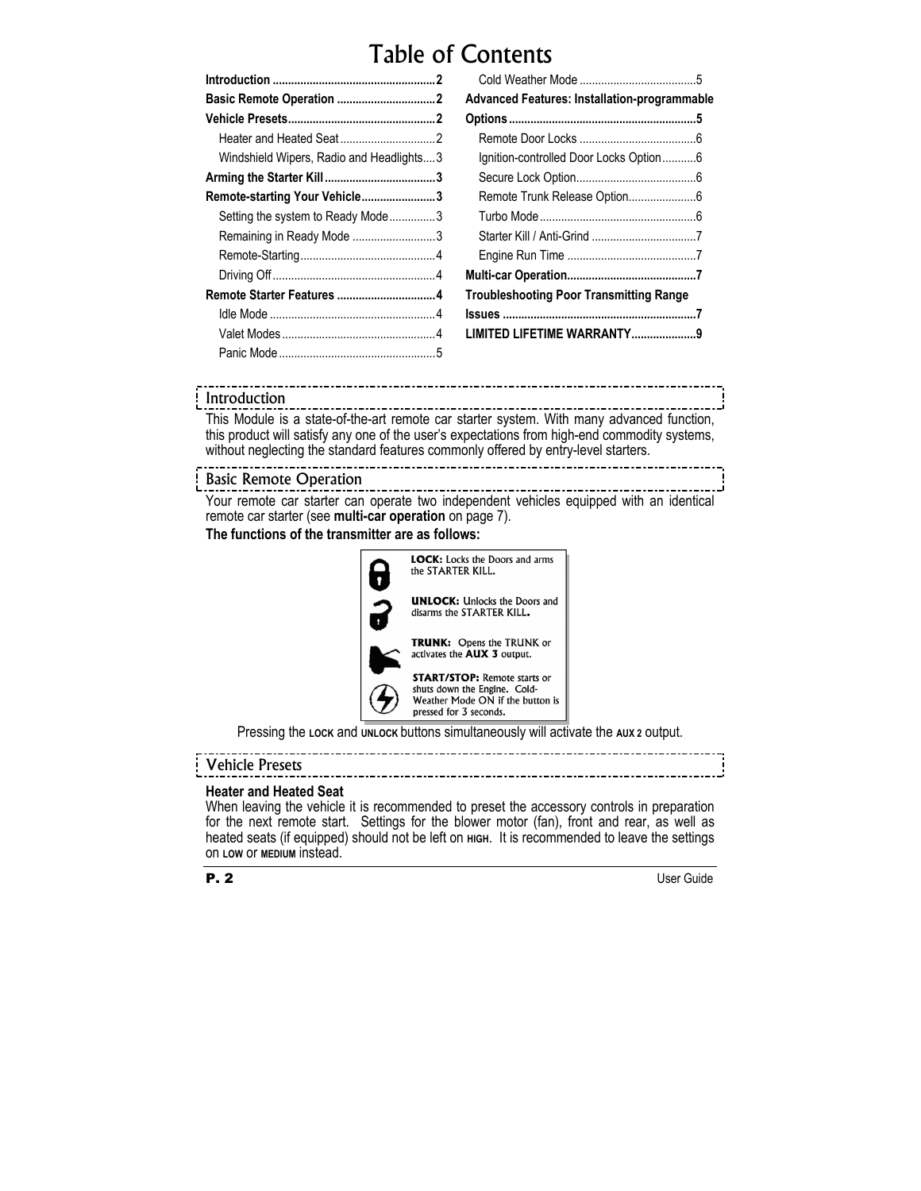# Table of Contents

| | |
|---|---|
| **Introduction** | **2** |
| **Basic Remote Operation** | **2** |
| **Vehicle Presets** | **2** |
| Heater and Heated Seat | 2 |
| Windshield Wipers, Radio and Headlights | 3 |
| **Arming the Starter Kill** | **3** |
| **Remote-starting Your Vehicle** | **3** |
| Setting the system to Ready Mode | 3 |
| Remaining in Ready Mode | 3 |
| Remote-Starting | 4 |
| Driving Off | 4 |
| **Remote Starter Features** | **4** |
| Idle Mode | 4 |
| Valet Modes | 4 |
| Panic Mode | 5 |
| Cold Weather Mode | 5 |
| **Advanced Features: Installation-programmable Options** | **5** |
| Remote Door Locks | 6 |
| Ignition-controlled Door Locks Option | 6 |
| Secure Lock Option | 6 |
| Remote Trunk Release Option | 6 |
| Turbo Mode | 6 |
| Starter Kill / Anti-Grind | 7 |
| Engine Run Time | 7 |
| **Multi-car Operation** | **7** |
| **Troubleshooting Poor Transmitting Range Issues** | **7** |
| **LIMITED LIFETIME WARRANTY** | **9** |

## Introduction

This Module is a state-of-the-art remote car starter system. With many advanced function, this product will satisfy any one of the user's expectations from high-end commodity systems, without neglecting the standard features commonly offered by entry-level starters.

## Basic Remote Operation

Your remote car starter can operate two independent vehicles equipped with an identical remote car starter (see **multi-car operation** on page 7).

**The functions of the transmitter are as follows:**

**LOCK:** Locks the Doors and arms the STARTER KILL.

**UNLOCK:** Unlocks the Doors and disarms the STARTER KILL.

**TRUNK:** Opens the TRUNK or activates the **AUX 3** output.

**START/STOP:** Remote starts or shuts down the Engine. Cold-Weather Mode ON if the button is pressed for 3 seconds.

Pressing the **LOCK** and **UNLOCK** buttons simultaneously will activate the **AUX 2** output.

## Vehicle Presets

### Heater and Heated Seat

When leaving the vehicle it is recommended to preset the accessory controls in preparation for the next remote start. Settings for the blower motor (fan), front and rear, as well as heated seats (if equipped) should not be left on **HIGH**. It is recommended to leave the settings on **LOW** or **MEDIUM** instead.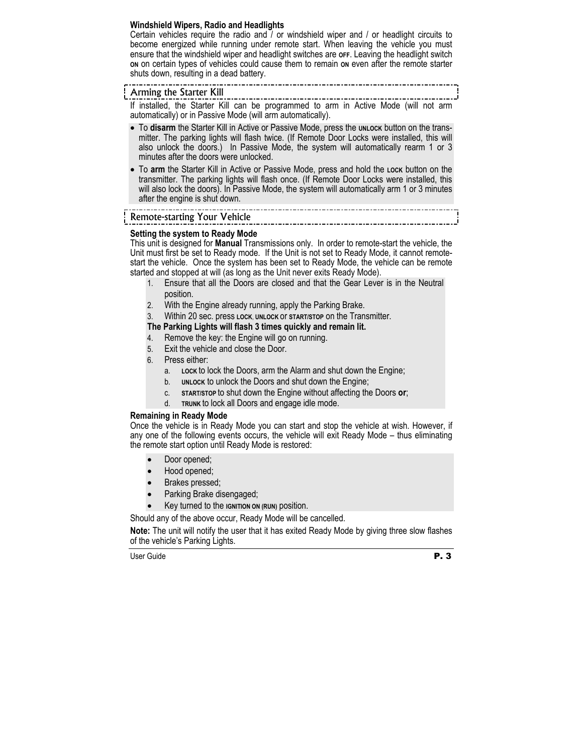**Windshield Wipers, Radio and Headlights**

Certain vehicles require the radio and / or windshield wiper and / or headlight circuits to become energized while running under remote start. When leaving the vehicle you must ensure that the windshield wiper and headlight switches are **OFF**. Leaving the headlight switch **ON** on certain types of vehicles could cause them to remain **ON** even after the remote starter shuts down, resulting in a dead battery.

## Arming the Starter Kill

If installed, the Starter Kill can be programmed to arm in Active Mode (will not arm automatically) or in Passive Mode (will arm automatically).

- To **disarm** the Starter Kill in Active or Passive Mode, press the **UNLOCK** button on the transmitter. The parking lights will flash twice. (If Remote Door Locks were installed, this will also unlock the doors.) In Passive Mode, the system will automatically rearm 1 or 3 minutes after the doors were unlocked.
- To **arm** the Starter Kill in Active or Passive Mode, press and hold the **LOCK** button on the transmitter. The parking lights will flash once. (If Remote Door Locks were installed, this will also lock the doors). In Passive Mode, the system will automatically arm 1 or 3 minutes after the engine is shut down.

## Remote-starting Your Vehicle

**Setting the system to Ready Mode**

This unit is designed for **Manual** Transmissions only. In order to remote-start the vehicle, the Unit must first be set to Ready mode. If the Unit is not set to Ready Mode, it cannot remote-start the vehicle. Once the system has been set to Ready Mode, the vehicle can be remote started and stopped at will (as long as the Unit never exits Ready Mode).

1. Ensure that all the Doors are closed and that the Gear Lever is in the Neutral position.
2. With the Engine already running, apply the Parking Brake.
3. Within 20 sec. press **LOCK**, **UNLOCK** or **START/STOP** on the Transmitter.

   **The Parking Lights will flash 3 times quickly and remain lit.**
4. Remove the key: the Engine will go on running.
5. Exit the vehicle and close the Door.
6. Press either:
   a. **LOCK** to lock the Doors, arm the Alarm and shut down the Engine;
   b. **UNLOCK** to unlock the Doors and shut down the Engine;
   c. **START/STOP** to shut down the Engine without affecting the Doors **or**;
   d. **TRUNK** to lock all Doors and engage idle mode.

**Remaining in Ready Mode**

Once the vehicle is in Ready Mode you can start and stop the vehicle at wish. However, if any one of the following events occurs, the vehicle will exit Ready Mode – thus eliminating the remote start option until Ready Mode is restored:

- Door opened;
- Hood opened;
- Brakes pressed;
- Parking Brake disengaged;
- Key turned to the **IGNITION ON (RUN)** position.

Should any of the above occur, Ready Mode will be cancelled.

**Note:** The unit will notify the user that it has exited Ready Mode by giving three slow flashes of the vehicle's Parking Lights.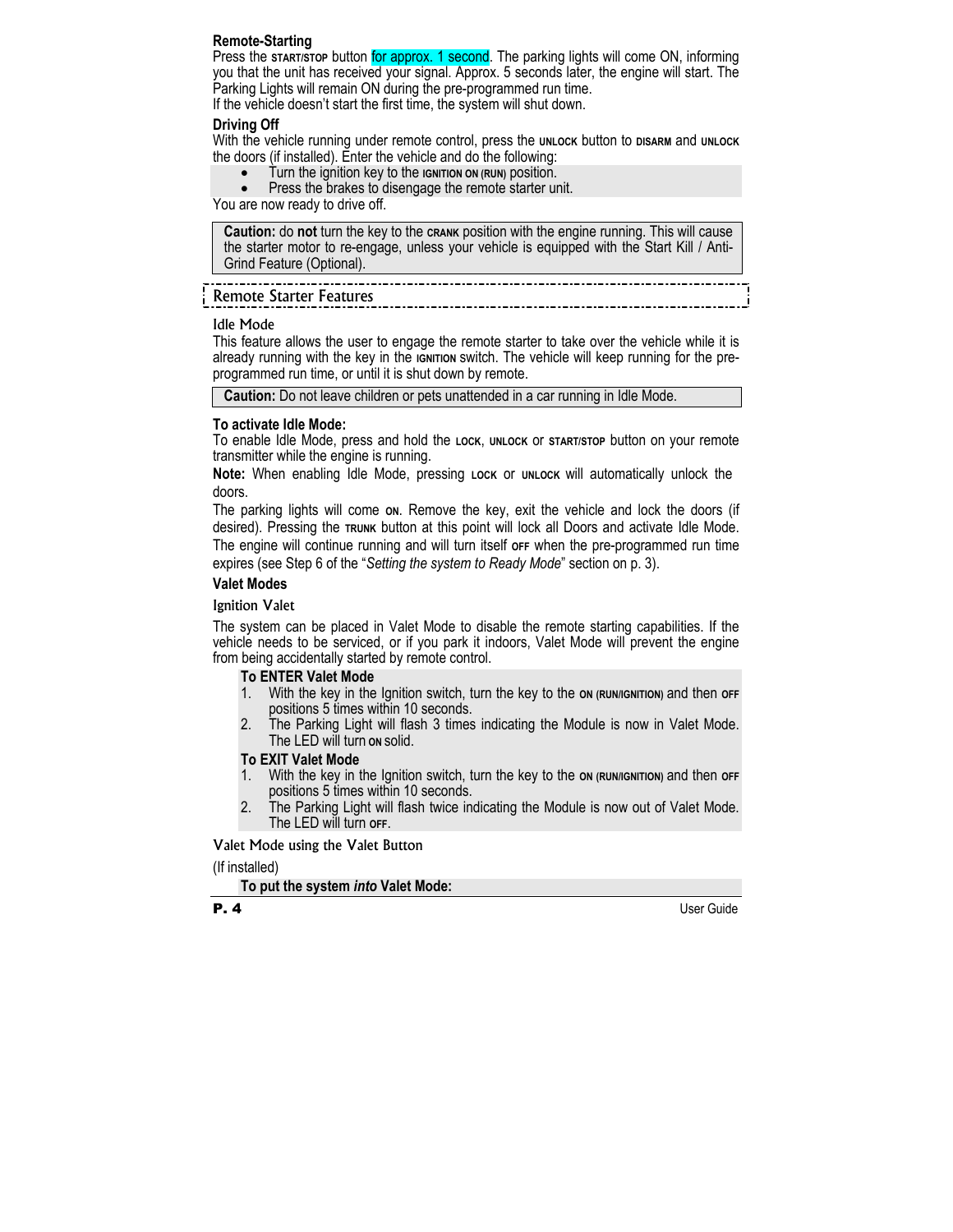### Remote-Starting

Press the **START/STOP** button for approx. 1 second. The parking lights will come ON, informing you that the unit has received your signal. Approx. 5 seconds later, the engine will start. The Parking Lights will remain ON during the pre-programmed run time.

If the vehicle doesn't start the first time, the system will shut down.

### Driving Off

With the vehicle running under remote control, press the **UNLOCK** button to **DISARM** and **UNLOCK** the doors (if installed). Enter the vehicle and do the following:

- Turn the ignition key to the **IGNITION ON (RUN)** position.
- Press the brakes to disengage the remote starter unit.

You are now ready to drive off.

> **Caution:** do **not** turn the key to the **CRANK** position with the engine running. This will cause the starter motor to re-engage, unless your vehicle is equipped with the Start Kill / Anti-Grind Feature (Optional).

## Remote Starter Features

### Idle Mode

This feature allows the user to engage the remote starter to take over the vehicle while it is already running with the key in the **IGNITION** switch. The vehicle will keep running for the pre-programmed run time, or until it is shut down by remote.

> **Caution:** Do not leave children or pets unattended in a car running in Idle Mode.

**To activate Idle Mode:**

To enable Idle Mode, press and hold the **LOCK**, **UNLOCK** or **START/STOP** button on your remote transmitter while the engine is running.

**Note:** When enabling Idle Mode, pressing **LOCK** or **UNLOCK** will automatically unlock the doors.

The parking lights will come **ON**. Remove the key, exit the vehicle and lock the doors (if desired). Pressing the **TRUNK** button at this point will lock all Doors and activate Idle Mode. The engine will continue running and will turn itself **OFF** when the pre-programmed run time expires (see Step 6 of the "*Setting the system to Ready Mode*" section on p. 3).

### Valet Modes

#### Ignition Valet

The system can be placed in Valet Mode to disable the remote starting capabilities. If the vehicle needs to be serviced, or if you park it indoors, Valet Mode will prevent the engine from being accidentally started by remote control.

**To ENTER Valet Mode**

1. With the key in the Ignition switch, turn the key to the **ON (RUN/IGNITION)** and then **OFF** positions 5 times within 10 seconds.
2. The Parking Light will flash 3 times indicating the Module is now in Valet Mode. The LED will turn **ON** solid.

**To EXIT Valet Mode**

1. With the key in the Ignition switch, turn the key to the **ON (RUN/IGNITION)** and then **OFF** positions 5 times within 10 seconds.
2. The Parking Light will flash twice indicating the Module is now out of Valet Mode. The LED will turn **OFF**.

#### Valet Mode using the Valet Button

(If installed)

**To put the system *into* Valet Mode:**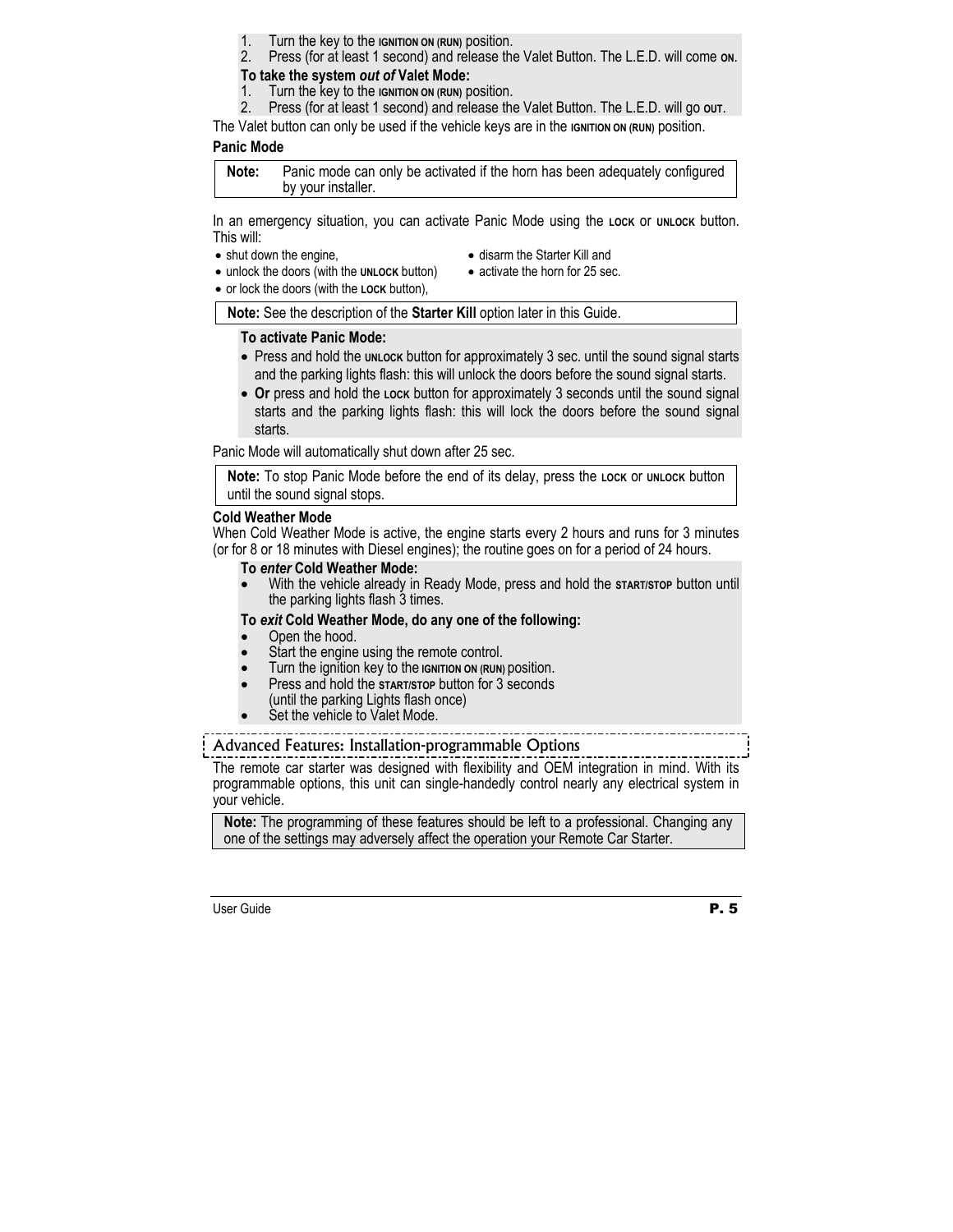1. Turn the key to the **IGNITION ON (RUN)** position.
2. Press (for at least 1 second) and release the Valet Button. The L.E.D. will come **ON**.

**To take the system *out of* Valet Mode:**

1. Turn the key to the **IGNITION ON (RUN)** position.
2. Press (for at least 1 second) and release the Valet Button. The L.E.D. will go **OUT**.

The Valet button can only be used if the vehicle keys are in the **IGNITION ON (RUN)** position.

#### Panic Mode

| **Note:** | Panic mode can only be activated if the horn has been adequately configured by your installer. |
|---|---|

In an emergency situation, you can activate Panic Mode using the **LOCK** or **UNLOCK** button. This will:

- shut down the engine,
- unlock the doors (with the **UNLOCK** button)
- or lock the doors (with the **LOCK** button),
- disarm the Starter Kill and
- activate the horn for 25 sec.

**Note:** See the description of the **Starter Kill** option later in this Guide.

**To activate Panic Mode:**

- Press and hold the **UNLOCK** button for approximately 3 sec. until the sound signal starts and the parking lights flash: this will unlock the doors before the sound signal starts.
- **Or** press and hold the **LOCK** button for approximately 3 seconds until the sound signal starts and the parking lights flash: this will lock the doors before the sound signal starts.

Panic Mode will automatically shut down after 25 sec.

**Note:** To stop Panic Mode before the end of its delay, press the **LOCK** or **UNLOCK** button until the sound signal stops.

#### Cold Weather Mode

When Cold Weather Mode is active, the engine starts every 2 hours and runs for 3 minutes (or for 8 or 18 minutes with Diesel engines); the routine goes on for a period of 24 hours.

**To *enter* Cold Weather Mode:**

- With the vehicle already in Ready Mode, press and hold the **START/STOP** button until the parking lights flash 3 times.

**To *exit* Cold Weather Mode, do any one of the following:**

- Open the hood.
- Start the engine using the remote control.
- Turn the ignition key to the **IGNITION ON (RUN)** position.
- Press and hold the **START/STOP** button for 3 seconds (until the parking Lights flash once)
- Set the vehicle to Valet Mode.

## Advanced Features: Installation-programmable Options

The remote car starter was designed with flexibility and OEM integration in mind. With its programmable options, this unit can single-handedly control nearly any electrical system in your vehicle.

**Note:** The programming of these features should be left to a professional. Changing any one of the settings may adversely affect the operation your Remote Car Starter.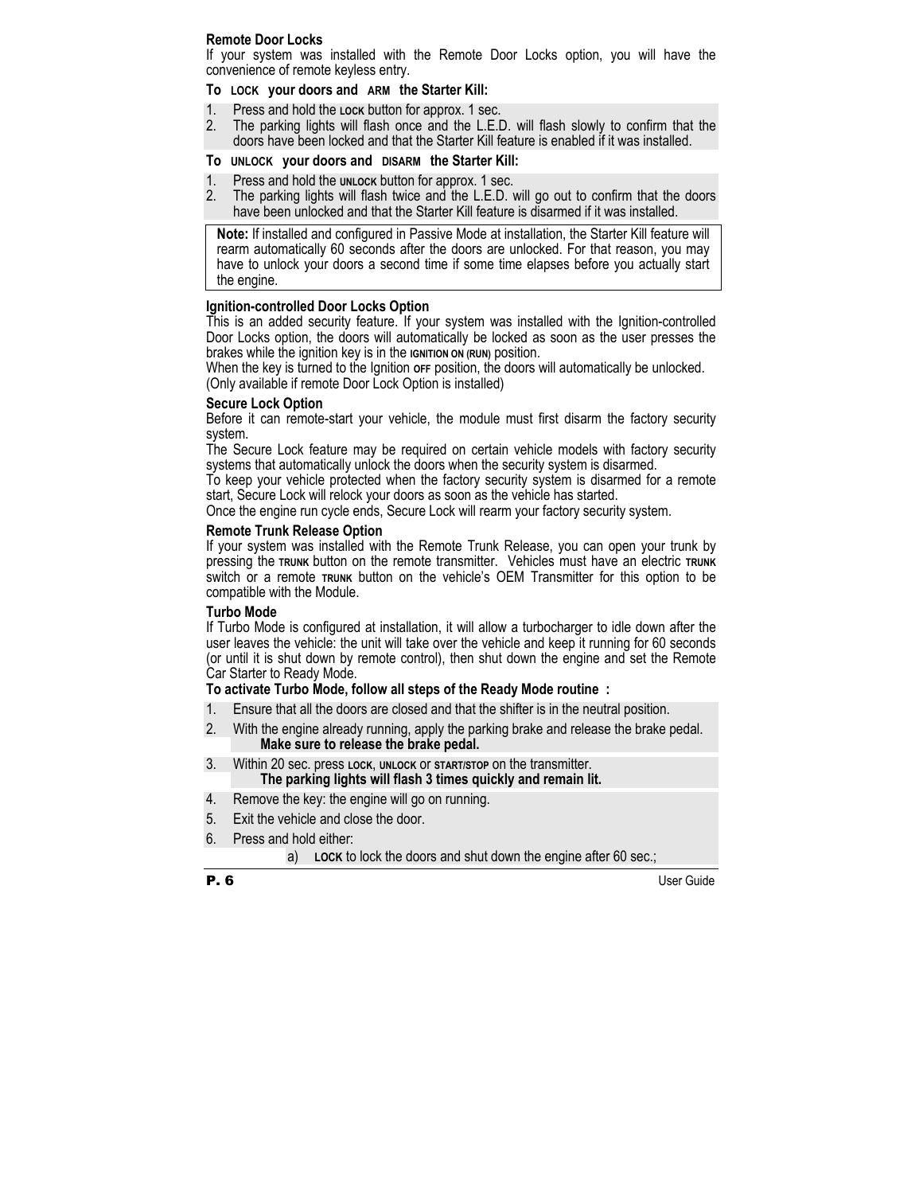**Remote Door Locks**

If your system was installed with the Remote Door Locks option, you will have the convenience of remote keyless entry.

**To LOCK your doors and ARM the Starter Kill:**

1. Press and hold the LOCK button for approx. 1 sec.
2. The parking lights will flash once and the L.E.D. will flash slowly to confirm that the doors have been locked and that the Starter Kill feature is enabled if it was installed.

**To UNLOCK your doors and DISARM the Starter Kill:**

1. Press and hold the UNLOCK button for approx. 1 sec.
2. The parking lights will flash twice and the L.E.D. will go out to confirm that the doors have been unlocked and that the Starter Kill feature is disarmed if it was installed.

> **Note:** If installed and configured in Passive Mode at installation, the Starter Kill feature will rearm automatically 60 seconds after the doors are unlocked. For that reason, you may have to unlock your doors a second time if some time elapses before you actually start the engine.

**Ignition-controlled Door Locks Option**

This is an added security feature. If your system was installed with the Ignition-controlled Door Locks option, the doors will automatically be locked as soon as the user presses the brakes while the ignition key is in the IGNITION ON (RUN) position.

When the key is turned to the Ignition OFF position, the doors will automatically be unlocked.

(Only available if remote Door Lock Option is installed)

**Secure Lock Option**

Before it can remote-start your vehicle, the module must first disarm the factory security system.

The Secure Lock feature may be required on certain vehicle models with factory security systems that automatically unlock the doors when the security system is disarmed.

To keep your vehicle protected when the factory security system is disarmed for a remote start, Secure Lock will relock your doors as soon as the vehicle has started.

Once the engine run cycle ends, Secure Lock will rearm your factory security system.

**Remote Trunk Release Option**

If your system was installed with the Remote Trunk Release, you can open your trunk by pressing the TRUNK button on the remote transmitter. Vehicles must have an electric TRUNK switch or a remote TRUNK button on the vehicle's OEM Transmitter for this option to be compatible with the Module.

**Turbo Mode**

If Turbo Mode is configured at installation, it will allow a turbocharger to idle down after the user leaves the vehicle: the unit will take over the vehicle and keep it running for 60 seconds (or until it is shut down by remote control), then shut down the engine and set the Remote Car Starter to Ready Mode.

**To activate Turbo Mode, follow all steps of the Ready Mode routine :**

1. Ensure that all the doors are closed and that the shifter is in the neutral position.
2. With the engine already running, apply the parking brake and release the brake pedal.
   **Make sure to release the brake pedal.**
3. Within 20 sec. press LOCK, UNLOCK or START/STOP on the transmitter.
   **The parking lights will flash 3 times quickly and remain lit.**
4. Remove the key: the engine will go on running.
5. Exit the vehicle and close the door.
6. Press and hold either:
   a) LOCK to lock the doors and shut down the engine after 60 sec.;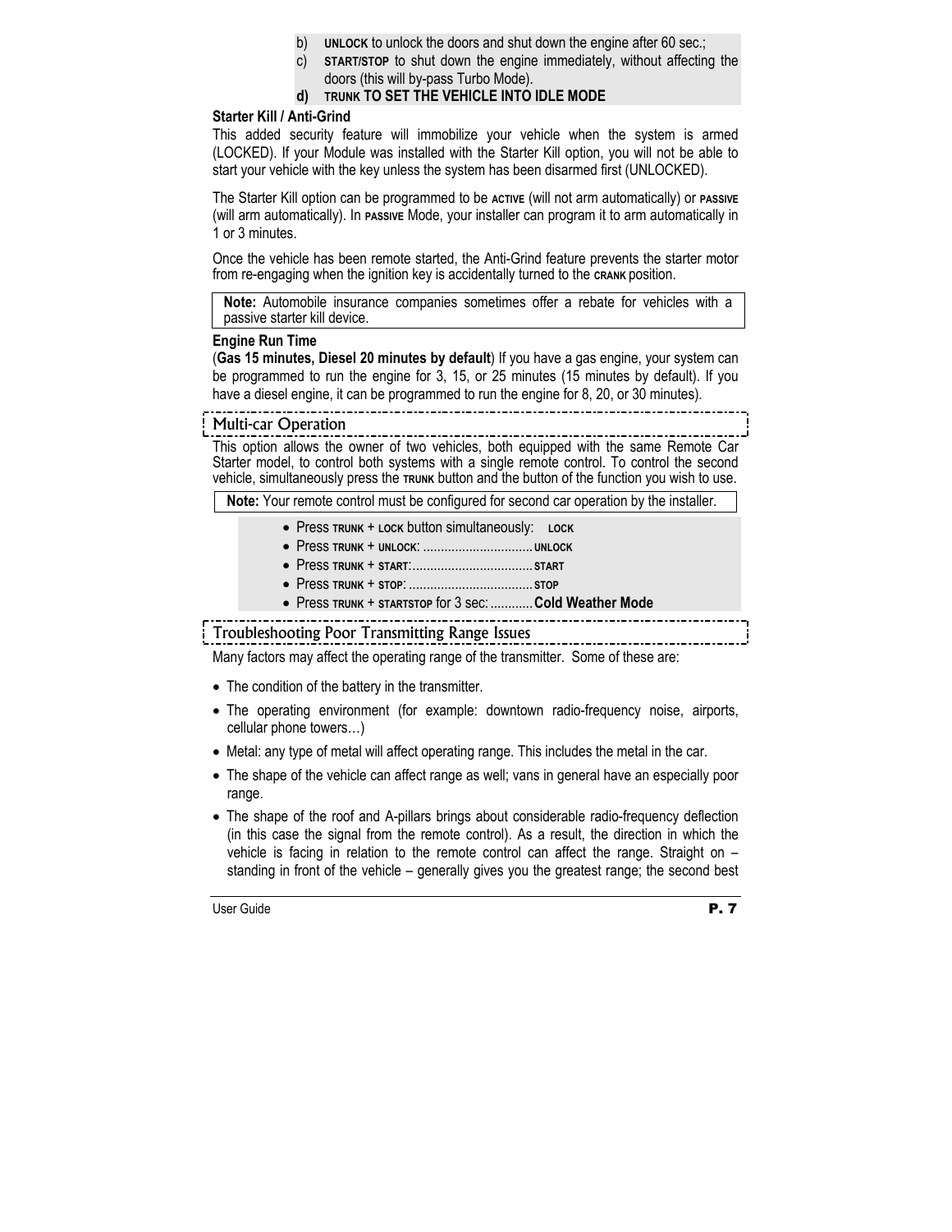b) **UNLOCK** to unlock the doors and shut down the engine after 60 sec.;

c) **START/STOP** to shut down the engine immediately, without affecting the doors (this will by-pass Turbo Mode).

**d) TRUNK TO SET THE VEHICLE INTO IDLE MODE**

**Starter Kill / Anti-Grind**

This added security feature will immobilize your vehicle when the system is armed (LOCKED). If your Module was installed with the Starter Kill option, you will not be able to start your vehicle with the key unless the system has been disarmed first (UNLOCKED).

The Starter Kill option can be programmed to be **ACTIVE** (will not arm automatically) or **PASSIVE** (will arm automatically). In **PASSIVE** Mode, your installer can program it to arm automatically in 1 or 3 minutes.

Once the vehicle has been remote started, the Anti-Grind feature prevents the starter motor from re-engaging when the ignition key is accidentally turned to the **CRANK** position.

**Note:** Automobile insurance companies sometimes offer a rebate for vehicles with a passive starter kill device.

**Engine Run Time**

(**Gas 15 minutes, Diesel 20 minutes by default**) If you have a gas engine, your system can be programmed to run the engine for 3, 15, or 25 minutes (15 minutes by default). If you have a diesel engine, it can be programmed to run the engine for 8, 20, or 30 minutes).

## Multi-car Operation

This option allows the owner of two vehicles, both equipped with the same Remote Car Starter model, to control both systems with a single remote control. To control the second vehicle, simultaneously press the **TRUNK** button and the button of the function you wish to use.

**Note:** Your remote control must be configured for second car operation by the installer.

- Press **TRUNK** + **LOCK** button simultaneously: **LOCK**
- Press **TRUNK** + **UNLOCK**: ............................... **UNLOCK**
- Press **TRUNK** + **START**:.................................. **START**
- Press **TRUNK** + **STOP**: .................................. **STOP**
- Press **TRUNK** + **STARTSTOP** for 3 sec: ............ **Cold Weather Mode**

## Troubleshooting Poor Transmitting Range Issues

Many factors may affect the operating range of the transmitter. Some of these are:

- The condition of the battery in the transmitter.
- The operating environment (for example: downtown radio-frequency noise, airports, cellular phone towers…)
- Metal: any type of metal will affect operating range. This includes the metal in the car.
- The shape of the vehicle can affect range as well; vans in general have an especially poor range.
- The shape of the roof and A-pillars brings about considerable radio-frequency deflection (in this case the signal from the remote control). As a result, the direction in which the vehicle is facing in relation to the remote control can affect the range. Straight on – standing in front of the vehicle – generally gives you the greatest range; the second best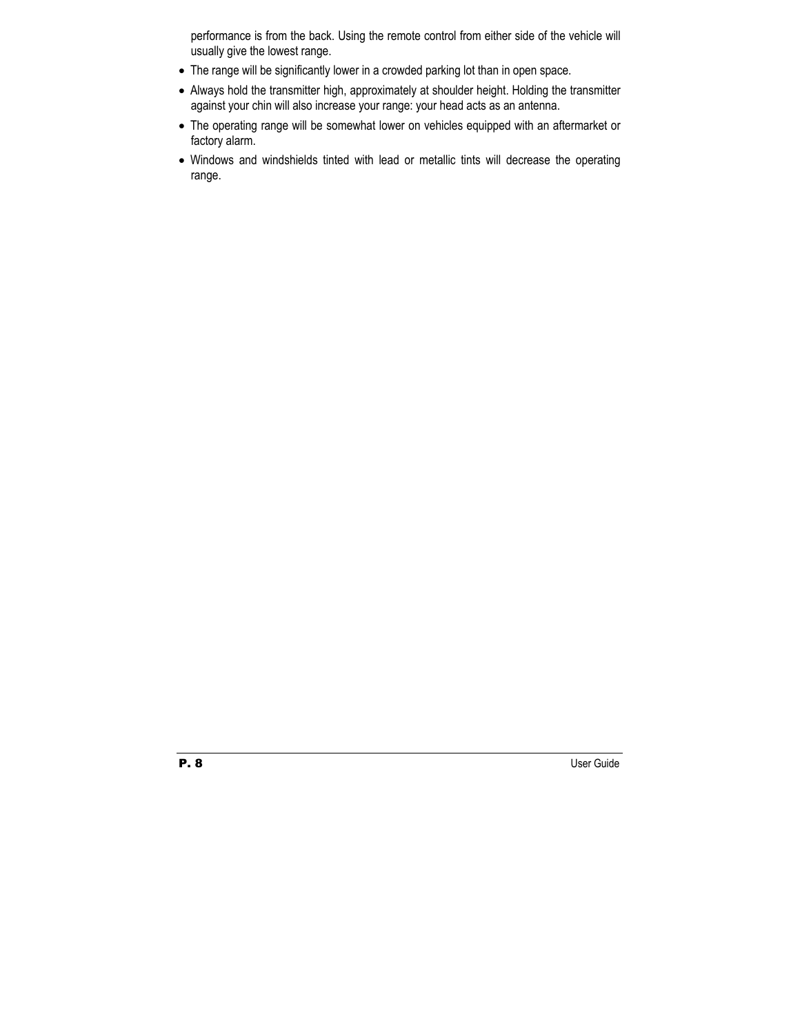performance is from the back. Using the remote control from either side of the vehicle will usually give the lowest range.

- The range will be significantly lower in a crowded parking lot than in open space.
- Always hold the transmitter high, approximately at shoulder height. Holding the transmitter against your chin will also increase your range: your head acts as an antenna.
- The operating range will be somewhat lower on vehicles equipped with an aftermarket or factory alarm.
- Windows and windshields tinted with lead or metallic tints will decrease the operating range.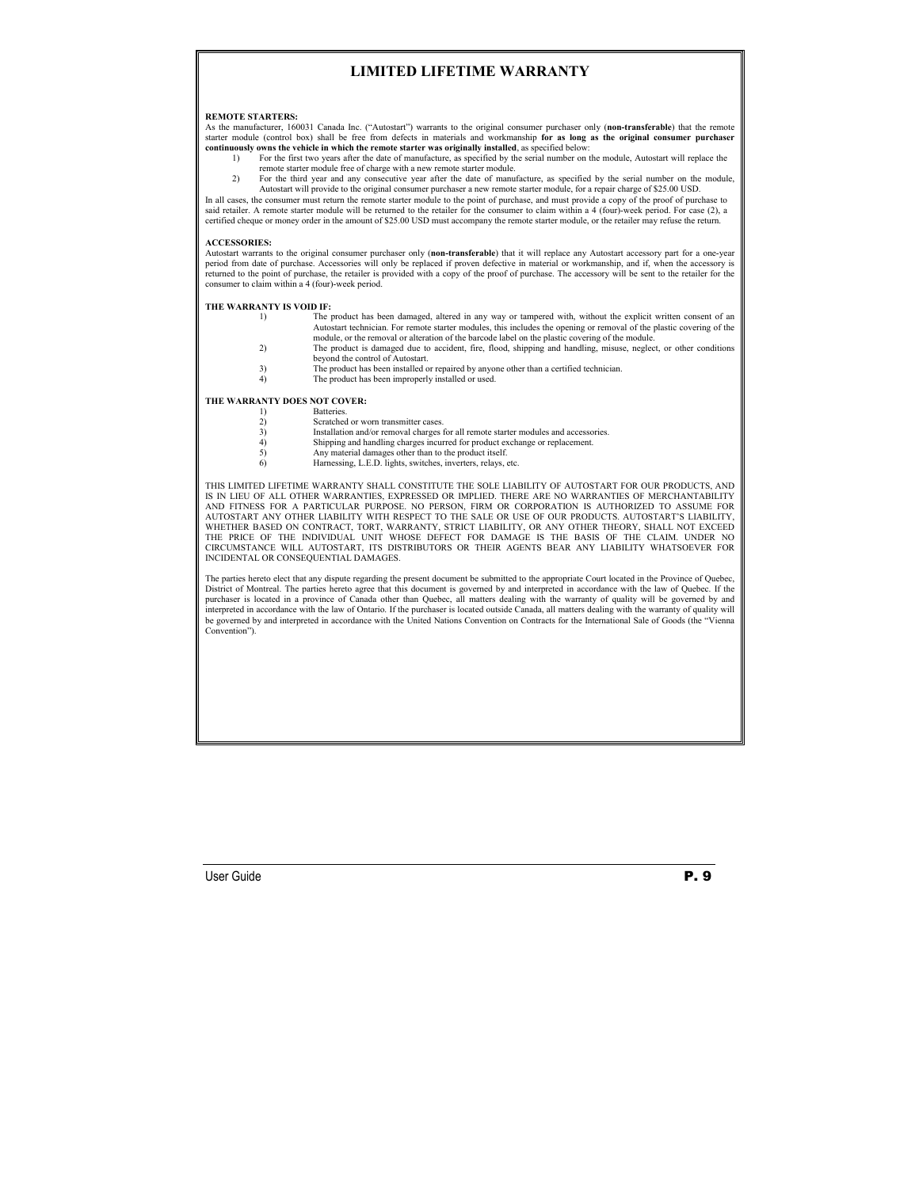# LIMITED LIFETIME WARRANTY

**REMOTE STARTERS:**

As the manufacturer, 160031 Canada Inc. (“Autostart”) warrants to the original consumer purchaser only (**non-transferable**) that the remote starter module (control box) shall be free from defects in materials and workmanship **for as long as the original consumer purchaser continuously owns the vehicle in which the remote starter was originally installed**, as specified below:

1) For the first two years after the date of manufacture, as specified by the serial number on the module, Autostart will replace the remote starter module free of charge with a new remote starter module.
2) For the third year and any consecutive year after the date of manufacture, as specified by the serial number on the module, Autostart will provide to the original consumer purchaser a new remote starter module, for a repair charge of $25.00 USD.

In all cases, the consumer must return the remote starter module to the point of purchase, and must provide a copy of the proof of purchase to said retailer. A remote starter module will be returned to the retailer for the consumer to claim within a 4 (four)-week period. For case (2), a certified cheque or money order in the amount of $25.00 USD must accompany the remote starter module, or the retailer may refuse the return.

**ACCESSORIES:**

Autostart warrants to the original consumer purchaser only (**non-transferable**) that it will replace any Autostart accessory part for a one-year period from date of purchase. Accessories will only be replaced if proven defective in material or workmanship, and if, when the accessory is returned to the point of purchase, the retailer is provided with a copy of the proof of purchase. The accessory will be sent to the retailer for the consumer to claim within a 4 (four)-week period.

**THE WARRANTY IS VOID IF:**

1) The product has been damaged, altered in any way or tampered with, without the explicit written consent of an Autostart technician. For remote starter modules, this includes the opening or removal of the plastic covering of the module, or the removal or alteration of the barcode label on the plastic covering of the module.
2) The product is damaged due to accident, fire, flood, shipping and handling, misuse, neglect, or other conditions beyond the control of Autostart.
3) The product has been installed or repaired by anyone other than a certified technician.
4) The product has been improperly installed or used.

**THE WARRANTY DOES NOT COVER:**

1) Batteries.
2) Scratched or worn transmitter cases.
3) Installation and/or removal charges for all remote starter modules and accessories.
4) Shipping and handling charges incurred for product exchange or replacement.
5) Any material damages other than to the product itself.
6) Harnessing, L.E.D. lights, switches, inverters, relays, etc.

THIS LIMITED LIFETIME WARRANTY SHALL CONSTITUTE THE SOLE LIABILITY OF AUTOSTART FOR OUR PRODUCTS, AND IS IN LIEU OF ALL OTHER WARRANTIES, EXPRESSED OR IMPLIED. THERE ARE NO WARRANTIES OF MERCHANTABILITY AND FITNESS FOR A PARTICULAR PURPOSE. NO PERSON, FIRM OR CORPORATION IS AUTHORIZED TO ASSUME FOR AUTOSTART ANY OTHER LIABILITY WITH RESPECT TO THE SALE OR USE OF OUR PRODUCTS. AUTOSTART'S LIABILITY, WHETHER BASED ON CONTRACT, TORT, WARRANTY, STRICT LIABILITY, OR ANY OTHER THEORY, SHALL NOT EXCEED THE PRICE OF THE INDIVIDUAL UNIT WHOSE DEFECT FOR DAMAGE IS THE BASIS OF THE CLAIM. UNDER NO CIRCUMSTANCE WILL AUTOSTART, ITS DISTRIBUTORS OR THEIR AGENTS BEAR ANY LIABILITY WHATSOEVER FOR INCIDENTAL OR CONSEQUENTIAL DAMAGES.

The parties hereto elect that any dispute regarding the present document be submitted to the appropriate Court located in the Province of Quebec, District of Montreal. The parties hereto agree that this document is governed by and interpreted in accordance with the law of Quebec. If the purchaser is located in a province of Canada other than Quebec, all matters dealing with the warranty of quality will be governed by and interpreted in accordance with the law of Ontario. If the purchaser is located outside Canada, all matters dealing with the warranty of quality will be governed by and interpreted in accordance with the United Nations Convention on Contracts for the International Sale of Goods (the “Vienna Convention”).